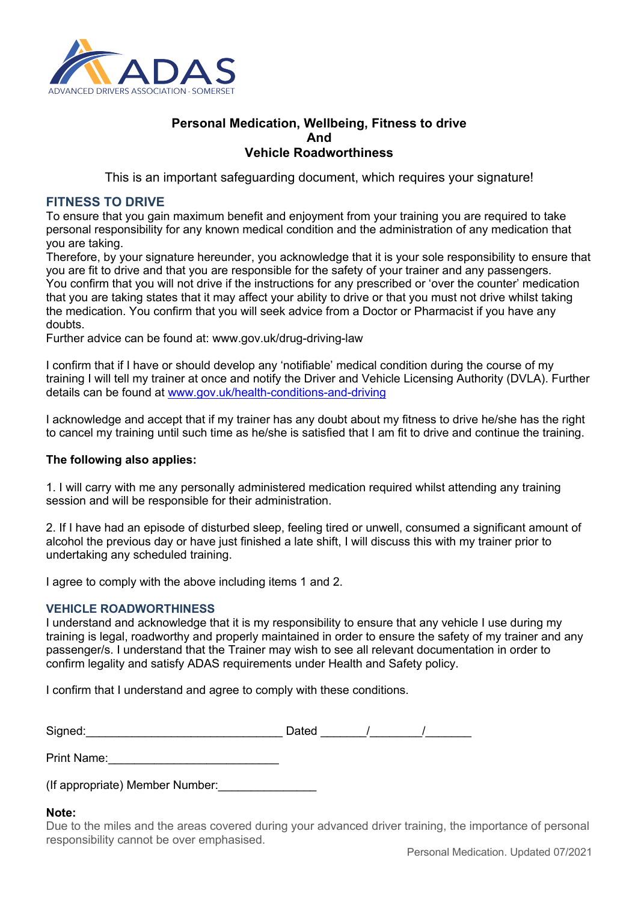ADAS

ADVANCED DRIVERS ASSOCIATION - SOMERSET

# Personal Medication, Wellbeing, Fitness to drive And Vehicle Roadworthiness

This is an important safeguarding document, which requires your signature!

## FITNESS TO DRIVE

To ensure that you gain maximum benefit and enjoyment from your training you are required to take personal responsibility for any known medical condition and the administration of any medication that you are taking.
Therefore, by your signature hereunder, you acknowledge that it is your sole responsibility to ensure that you are fit to drive and that you are responsible for the safety of your trainer and any passengers.
You confirm that you will not drive if the instructions for any prescribed or 'over the counter' medication that you are taking states that it may affect your ability to drive or that you must not drive whilst taking the medication. You confirm that you will seek advice from a Doctor or Pharmacist if you have any doubts.
Further advice can be found at: www.gov.uk/drug-driving-law

I confirm that if I have or should develop any 'notifiable' medical condition during the course of my training I will tell my trainer at once and notify the Driver and Vehicle Licensing Authority (DVLA). Further details can be found at [www.gov.uk/health-conditions-and-driving](http://www.gov.uk/health-conditions-and-driving)

I acknowledge and accept that if my trainer has any doubt about my fitness to drive he/she has the right to cancel my training until such time as he/she is satisfied that I am fit to drive and continue the training.

**The following also applies:**

1. I will carry with me any personally administered medication required whilst attending any training session and will be responsible for their administration.

2. If I have had an episode of disturbed sleep, feeling tired or unwell, consumed a significant amount of alcohol the previous day or have just finished a late shift, I will discuss this with my trainer prior to undertaking any scheduled training.

I agree to comply with the above including items 1 and 2.

## VEHICLE ROADWORTHINESS

I understand and acknowledge that it is my responsibility to ensure that any vehicle I use during my training is legal, roadworthy and properly maintained in order to ensure the safety of my trainer and any passenger/s. I understand that the Trainer may wish to see all relevant documentation in order to confirm legality and satisfy ADAS requirements under Health and Safety policy.

I confirm that I understand and agree to comply with these conditions.

Signed:______________________________ Dated _______/________/_______

Print Name:_________________________

(If appropriate) Member Number:_______________

**Note:**
Due to the miles and the areas covered during your advanced driver training, the importance of personal responsibility cannot be over emphasised.

Personal Medication. Updated 07/2021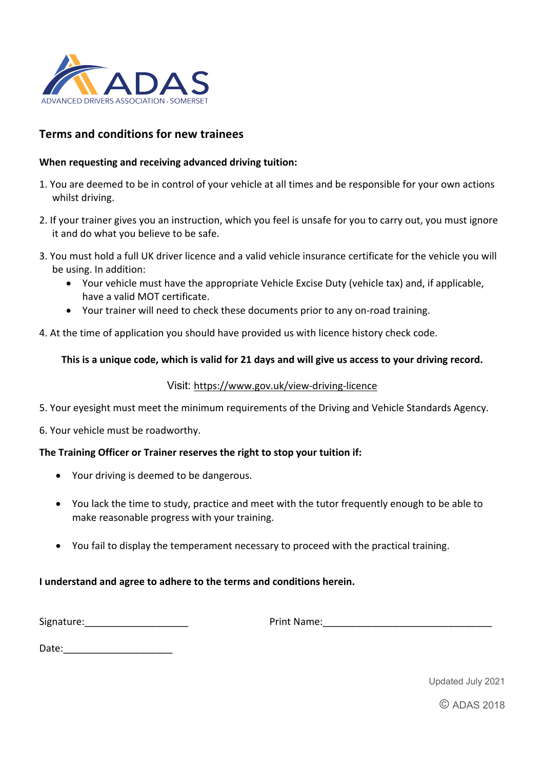ADAS

ADVANCED DRIVERS ASSOCIATION - SOMERSET

## Terms and conditions for new trainees

**When requesting and receiving advanced driving tuition:**

1. You are deemed to be in control of your vehicle at all times and be responsible for your own actions whilst driving.

2. If your trainer gives you an instruction, which you feel is unsafe for you to carry out, you must ignore it and do what you believe to be safe.

3. You must hold a full UK driver licence and a valid vehicle insurance certificate for the vehicle you will be using. In addition:
   - Your vehicle must have the appropriate Vehicle Excise Duty (vehicle tax) and, if applicable, have a valid MOT certificate.
   - Your trainer will need to check these documents prior to any on-road training.

4. At the time of application you should have provided us with licence history check code.

**This is a unique code, which is valid for 21 days and will give us access to your driving record.**

Visit: https://www.gov.uk/view-driving-licence

5. Your eyesight must meet the minimum requirements of the Driving and Vehicle Standards Agency.

6. Your vehicle must be roadworthy.

**The Training Officer or Trainer reserves the right to stop your tuition if:**

- Your driving is deemed to be dangerous.
- You lack the time to study, practice and meet with the tutor frequently enough to be able to make reasonable progress with your training.
- You fail to display the temperament necessary to proceed with the practical training.

**I understand and agree to adhere to the terms and conditions herein.**

Signature:\_\_\_\_\_\_\_\_\_\_\_\_\_\_\_\_\_\_\_\_ Print Name:\_\_\_\_\_\_\_\_\_\_\_\_\_\_\_\_\_\_\_\_\_\_\_\_\_\_\_\_\_\_\_\_

Date:\_\_\_\_\_\_\_\_\_\_\_\_\_\_\_\_\_\_\_\_

Updated July 2021

© ADAS 2018